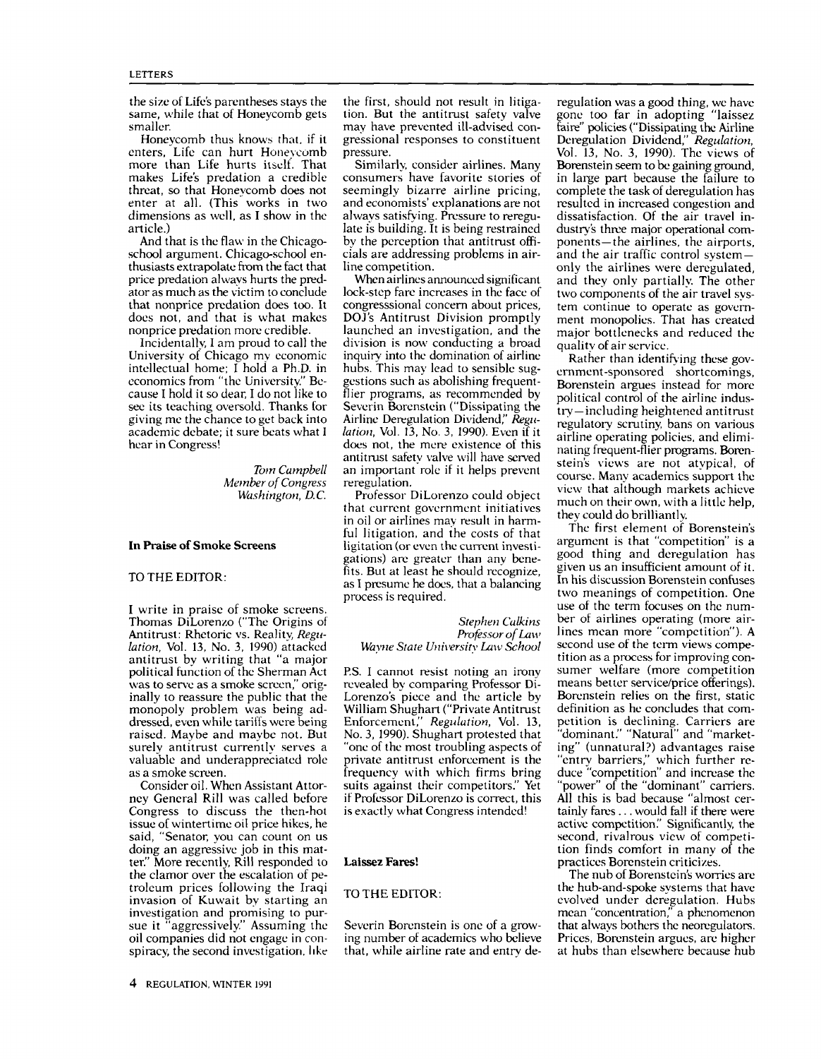the size of Life's parentheses stays the same, while that of Honeycomb gets smaller.

Honeycomb thus knows that, if it enters, Life can hurt Honeycomb more than Life hurts itself. That makes Life's predation a credible threat, so that Honeycomb does not enter at all. (This works in two dimensions as well, as I show in the article.)

And that is the flaw in the Chicago-school argument. Chicago-school enthusiasts extrapolate from the fact that price predation always hurts the predator as much as the victim to conclude that nonprice predation does too. It does not, and that is what makes nonprice predation more credible.

Incidentally, I am proud to call the University of Chicago my economic intellectual home; I hold a Ph.D. in economics from "the University." Because I hold it so dear, I do not like to see its teaching oversold. Thanks for giving me the chance to get back into academic debate; it sure beats what I hear in Congress!

*Tom Campbell*
*Member of Congress*
*Washington, D.C.*

## In Praise of Smoke Screens

TO THE EDITOR:

I write in praise of smoke screens. Thomas DiLorenzo ("The Origins of Antitrust: Rhetoric vs. Reality, *Regulation*, Vol. 13, No. 3, 1990) attacked antitrust by writing that "a major political function of the Sherman Act was to serve as a smoke screen," originally to reassure the public that the monopoly problem was being addressed, even while tariffs were being raised. Maybe and maybe not. But surely antitrust currently serves a valuable and underappreciated role as a smoke screen.

Consider oil. When Assistant Attorney General Rill was called before Congress to discuss the then-hot issue of wintertime oil price hikes, he said, "Senator, you can count on us doing an aggressive job in this matter." More recently, Rill responded to the clamor over the escalation of petroleum prices following the Iraqi invasion of Kuwait by starting an investigation and promising to pursue it "aggressively." Assuming the oil companies did not engage in conspiracy, the second investigation, like the first, should not result in litigation. But the antitrust safety valve may have prevented ill-advised congressional responses to constituent pressure.

Similarly, consider airlines. Many consumers have favorite stories of seemingly bizarre airline pricing, and economists' explanations are not always satisfying. Pressure to reregulate is building. It is being restrained by the perception that antitrust officials are addressing problems in airline competition.

When airlines announced significant lock-step fare increases in the face of congresssional concern about prices, DOJ's Antitrust Division promptly launched an investigation, and the division is now conducting a broad inquiry into the domination of airline hubs. This may lead to sensible suggestions such as abolishing frequent-flier programs, as recommended by Severin Borenstein ("Dissipating the Airline Deregulation Dividend," *Regulation*, Vol. 13, No. 3, 1990). Even if it does not, the mere existence of this antitrust safety valve will have served an important role if it helps prevent reregulation.

Professor DiLorenzo could object that current government initiatives in oil or airlines may result in harmful litigation, and the costs of that litigation (or even the current investigations) are greater than any benefits. But at least he should recognize, as I presume he does, that a balancing process is required.

*Stephen Calkins*
*Professor of Law*
*Wayne State University Law School*

P.S. I cannot resist noting an irony revealed by comparing Professor DiLorenzo's piece and the article by William Shughart ("Private Antitrust Enforcement," *Regulation*, Vol. 13, No. 3, 1990). Shughart protested that "one of the most troubling aspects of private antitrust enforcement is the frequency with which firms bring suits against their competitors." Yet if Professor DiLorenzo is correct, this is exactly what Congress intended!

## Laissez Fares!

TO THE EDITOR:

Severin Borenstein is one of a growing number of academics who believe that, while airline rate and entry deregulation was a good thing, we have gone too far in adopting "laissez faire" policies ("Dissipating the Airline Deregulation Dividend," *Regulation*, Vol. 13, No. 3, 1990). The views of Borenstein seem to be gaining ground, in large part because the failure to complete the task of deregulation has resulted in increased congestion and dissatisfaction. Of the air travel industry's three major operational components—the airlines, the airports, and the air traffic control system—only the airlines were deregulated, and they only partially. The other two components of the air travel system continue to operate as government monopolies. That has created major bottlenecks and reduced the quality of air service.

Rather than identifying these government-sponsored shortcomings, Borenstein argues instead for more political control of the airline industry—including heightened antitrust regulatory scrutiny, bans on various airline operating policies, and eliminating frequent-flier programs. Borenstein's views are not atypical, of course. Many academics support the view that although markets achieve much on their own, with a little help, they could do brilliantly.

The first element of Borenstein's argument is that "competition" is a good thing and deregulation has given us an insufficient amount of it. In his discussion Borenstein confuses two meanings of competition. One use of the term focuses on the number of airlines operating (more airlines mean more "competition"). A second use of the term views competition as a process for improving consumer welfare (more competition means better service/price offerings). Borenstein relies on the first, static definition as he concludes that competition is declining. Carriers are "dominant." "Natural" and "marketing" (unnatural?) advantages raise "entry barriers," which further reduce "competition" and increase the "power" of the "dominant" carriers. All this is bad because "almost certainly fares ... would fall if there were active competition." Significantly, the second, rivalrous view of competition finds comfort in many of the practices Borenstein criticizes.

The nub of Borenstein's worries are the hub-and-spoke systems that have evolved under deregulation. Hubs mean "concentration," a phenomenon that always bothers the neoregulators. Prices, Borenstein argues, are higher at hubs than elsewhere because hub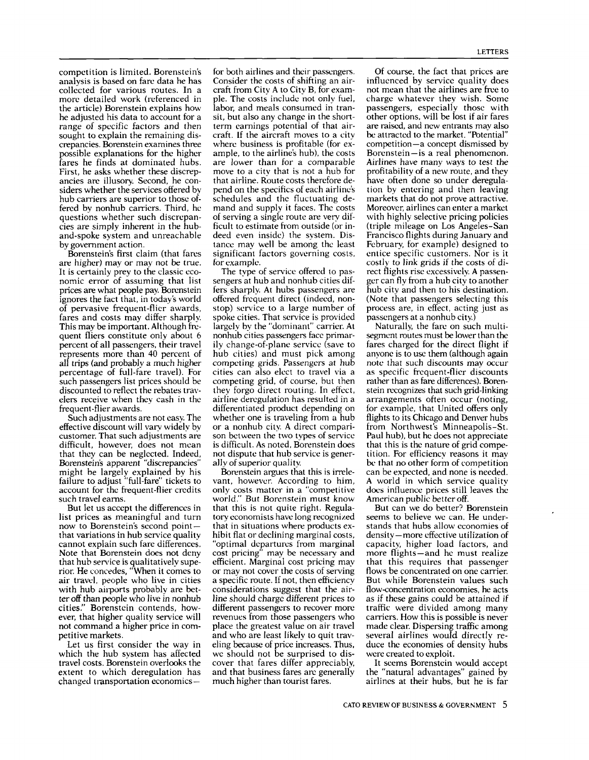competition is limited. Borenstein's analysis is based on fare data he has collected for various routes. In a more detailed work (referenced in the article) Borenstein explains how he adjusted his data to account for a range of specific factors and then sought to explain the remaining discrepancies. Borenstein examines three possible explanations for the higher fares he finds at dominated hubs. First, he asks whether these discrepancies are illusory. Second, he considers whether the services offered by hub carriers are superior to those offered by nonhub carriers. Third, he questions whether such discrepancies are simply inherent in the hub-and-spoke system and unreachable by government action.

Borenstein's first claim (that fares are higher) may or may not be true. It is certainly prey to the classic economic error of assuming that list prices are what people pay. Borenstein ignores the fact that, in today's world of pervasive frequent-flier awards, fares and costs may differ sharply. This may be important. Although frequent fliers constitute only about 6 percent of all passengers, their travel represents more than 40 percent of all trips (and probably a much higher percentage of full-fare travel). For such passengers list prices should be discounted to reflect the rebates travelers receive when they cash in the frequent-flier awards.

Such adjustments are not easy. The effective discount will vary widely by customer. That such adjustments are difficult, however, does not mean that they can be neglected. Indeed, Borenstein's apparent "discrepancies" might be largely explained by his failure to adjust "full-fare" tickets to account for the frequent-flier credits such travel earns.

But let us accept the differences in list prices as meaningful and turn now to Borenstein's second point—that variations in hub service quality cannot explain such fare differences. Note that Borenstein does not deny that hub service is qualitatively superior. He concedes, "When it comes to air travel, people who live in cities with hub airports probably are better off than people who live in nonhub cities." Borenstein contends, however, that higher quality service will not command a higher price in competitive markets.

Let us first consider the way in which the hub system has affected travel costs. Borenstein overlooks the extent to which deregulation has changed transportation economics—for both airlines and their passengers. Consider the costs of shifting an aircraft from City A to City B, for example. The costs include not only fuel, labor, and meals consumed in transit, but also any change in the short-term earnings potential of that aircraft. If the aircraft moves to a city where business is profitable (for example, to the airline's hub), the costs are lower than for a comparable move to a city that is not a hub for that airline. Route costs therefore depend on the specifics of each airline's schedules and the fluctuating demand and supply it faces. The costs of serving a single route are very difficult to estimate from outside (or indeed even inside) the system. Distance may well be among the least significant factors governing costs, for example.

The type of service offered to passengers at hub and nonhub cities differs sharply. At hubs passengers are offered frequent direct (indeed, nonstop) service to a large number of spoke cities. That service is provided largely by the "dominant" carrier. At nonhub cities passengers face primarily change-of-plane service (save to hub cities) and must pick among competing grids. Passengers at hub cities can also elect to travel via a competing grid, of course, but then they forgo direct routing. In effect, airline deregulation has resulted in a differentiated product depending on whether one is traveling from a hub or a nonhub city. A direct comparison between the two types of service is difficult. As noted, Borenstein does not dispute that hub service is generally of superior quality.

Borenstein argues that this is irrelevant, however. According to him, only costs matter in a "competitive world." But Borenstein must know that this is not quite right. Regulatory economists have long recognized that in situations where products exhibit flat or declining marginal costs, "optimal departures from marginal cost pricing" may be necessary and efficient. Marginal cost pricing may or may not cover the costs of serving a specific route. If not, then efficiency considerations suggest that the airline should charge different prices to different passengers to recover more revenues from those passengers who place the greatest value on air travel and who are least likely to quit traveling because of price increases. Thus, we should not be surprised to discover that fares differ appreciably, and that business fares are generally much higher than tourist fares.

Of course, the fact that prices are influenced by service quality does not mean that the airlines are free to charge whatever they wish. Some passengers, especially those with other options, will be lost if air fares are raised, and new entrants may also be attracted to the market. "Potential" competition—a concept dismissed by Borenstein—is a real phenomenon. Airlines have many ways to test the profitability of a new route, and they have often done so under deregulation by entering and then leaving markets that do not prove attractive. Moreover, airlines can enter a market with highly selective pricing policies (triple mileage on Los Angeles–San Francisco flights during January and February, for example) designed to entice specific customers. Nor is it costly to link grids if the costs of direct flights rise excessively. A passenger can fly from a hub city to another hub city and then to his destination. (Note that passengers selecting this process are, in effect, acting just as passengers at a nonhub city.)

Naturally, the fare on such multi-segment routes must be lower than the fares charged for the direct flight if anyone is to use them (although again note that such discounts may occur as specific frequent-flier discounts rather than as fare differences). Borenstein recognizes that such grid-linking arrangements often occur (noting, for example, that United offers only flights to its Chicago and Denver hubs from Northwest's Minneapolis–St. Paul hub), but he does not appreciate that this is the nature of grid competition. For efficiency reasons it may be that no other form of competition can be expected, and none is needed. A world in which service quality does influence prices still leaves the American public better off.

But can we do better? Borenstein seems to believe we can. He understands that hubs allow economies of density—more effective utilization of capacity, higher load factors, and more flights—and he must realize that this requires that passenger flows be concentrated on one carrier. But while Borenstein values such flow-concentration economies, he acts as if these gains could be attained if traffic were divided among many carriers. How this is possible is never made clear. Dispersing traffic among several airlines would directly reduce the economies of density hubs were created to exploit.

It seems Borenstein would accept the "natural advantages" gained by airlines at their hubs, but he is far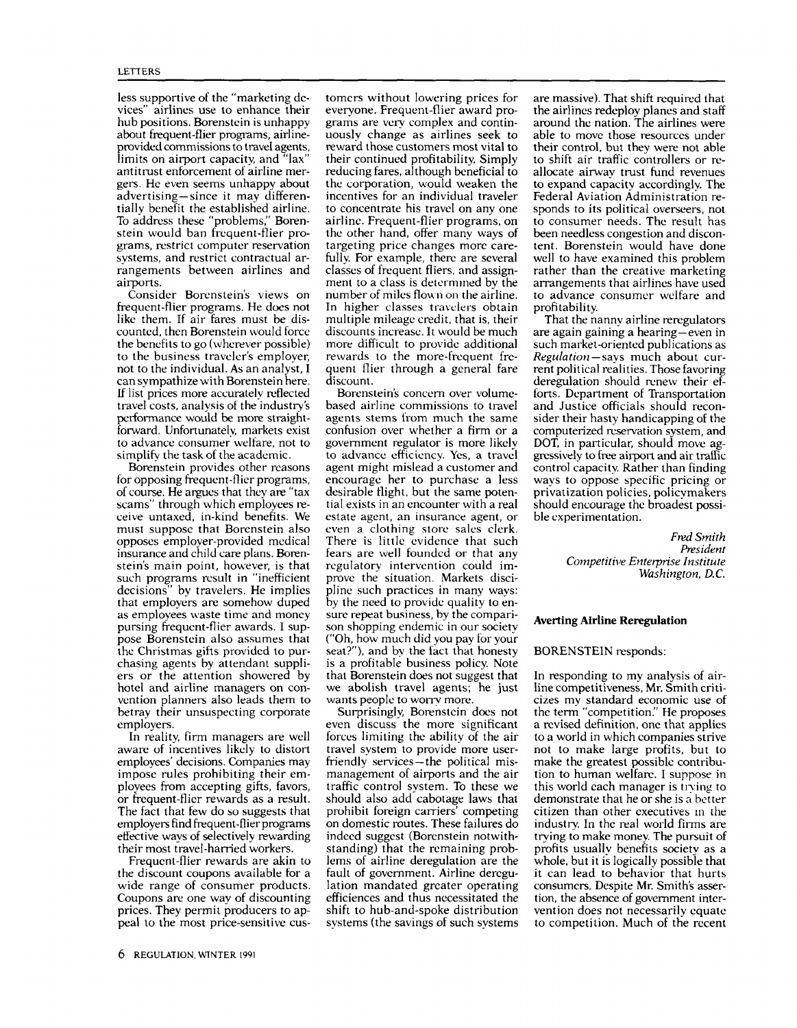less supportive of the "marketing devices" airlines use to enhance their hub positions. Borenstein is unhappy about frequent-flier programs, airline-provided commissions to travel agents, limits on airport capacity, and "lax" antitrust enforcement of airline mergers. He even seems unhappy about advertising—since it may differentially benefit the established airline. To address these "problems," Borenstein would ban frequent-flier programs, restrict computer reservation systems, and restrict contractual arrangements between airlines and airports.

Consider Borenstein's views on frequent-flier programs. He does not like them. If air fares must be discounted, then Borenstein would force the benefits to go (wherever possible) to the business traveler's employer, not to the individual. As an analyst, I can sympathize with Borenstein here. If list prices more accurately reflected travel costs, analysis of the industry's performance would be more straightforward. Unfortunately, markets exist to advance consumer welfare, not to simplify the task of the academic.

Borenstein provides other reasons for opposing frequent-flier programs, of course. He argues that they are "tax scams" through which employees receive untaxed, in-kind benefits. We must suppose that Borenstein also opposes employer-provided medical insurance and child care plans. Borenstein's main point, however, is that such programs result in "inefficient decisions" by travelers. He implies that employers are somehow duped as employees waste time and money pursuing frequent-flier awards. I suppose Borenstein also assumes that the Christmas gifts provided to purchasing agents by attendant suppliers or the attention showered by hotel and airline managers on convention planners also leads them to betray their unsuspecting corporate employers.

In reality, firm managers are well aware of incentives likely to distort employees' decisions. Companies may impose rules prohibiting their employees from accepting gifts, favors, or frequent-flier rewards as a result. The fact that few do so suggests that employers find frequent-flier programs effective ways of selectively rewarding their most travel-harried workers.

Frequent-flier rewards are akin to the discount coupons available for a wide range of consumer products. Coupons are one way of discounting prices. They permit producers to appeal to the most price-sensitive customers without lowering prices for everyone. Frequent-flier award programs are very complex and continuously change as airlines seek to reward those customers most vital to their continued profitability. Simply reducing fares, although beneficial to the corporation, would weaken the incentives for an individual traveler to concentrate his travel on any one airline. Frequent-flier programs, on the other hand, offer many ways of targeting price changes more carefully. For example, there are several classes of frequent fliers, and assignment to a class is determined by the number of miles flown on the airline. In higher classes travelers obtain multiple mileage credit, that is, their discounts increase. It would be much more difficult to provide additional rewards to the more-frequent frequent flier through a general fare discount.

Borenstein's concern over volume-based airline commissions to travel agents stems from much the same confusion over whether a firm or a government regulator is more likely to advance efficiency. Yes, a travel agent might mislead a customer and encourage her to purchase a less desirable flight, but the same potential exists in an encounter with a real estate agent, an insurance agent, or even a clothing store sales clerk. There is little evidence that such fears are well founded or that any regulatory intervention could improve the situation. Markets discipline such practices in many ways: by the need to provide quality to ensure repeat business, by the comparison shopping endemic in our society ("Oh, how much did you pay for your seat?"), and by the fact that honesty is a profitable business policy. Note that Borenstein does not suggest that we abolish travel agents; he just wants people to worry more.

Surprisingly, Borenstein does not even discuss the more significant forces limiting the ability of the air travel system to provide more user-friendly services—the political mismanagement of airports and the air traffic control system. To these we should also add cabotage laws that prohibit foreign carriers' competing on domestic routes. These failures do indeed suggest (Borenstein notwithstanding) that the remaining problems of airline deregulation are the fault of government. Airline deregulation mandated greater operating efficiences and thus necessitated the shift to hub-and-spoke distribution systems (the savings of such systems are massive). That shift required that the airlines redeploy planes and staff around the nation. The airlines were able to move those resources under their control, but they were not able to shift air traffic controllers or reallocate airway trust fund revenues to expand capacity accordingly. The Federal Aviation Administration responds to its political overseers, not to consumer needs. The result has been needless congestion and discontent. Borenstein would have done well to have examined this problem rather than the creative marketing arrangements that airlines have used to advance consumer welfare and profitability.

That the nanny airline reregulators are again gaining a hearing—even in such market-oriented publications as *Regulation*—says much about current political realities. Those favoring deregulation should renew their efforts. Department of Transportation and Justice officials should reconsider their hasty handicapping of the computerized reservation system, and DOT, in particular, should move aggressively to free airport and air traffic control capacity. Rather than finding ways to oppose specific pricing or privatization policies, policymakers should encourage the broadest possible experimentation.

*Fred Smith*
*President*
*Competitive Enterprise Institute*
*Washington, D.C.*

### Averting Airline Reregulation

BORENSTEIN responds:

In responding to my analysis of airline competitiveness, Mr. Smith criticizes my standard economic use of the term "competition." He proposes a revised definition, one that applies to a world in which companies strive not to make large profits, but to make the greatest possible contribution to human welfare. I suppose in this world each manager is trying to demonstrate that he or she is a better citizen than other executives in the industry. In the real world firms are trying to make money. The pursuit of profits usually benefits society as a whole, but it is logically possible that it can lead to behavior that hurts consumers. Despite Mr. Smith's assertion, the absence of government intervention does not necessarily equate to competition. Much of the recent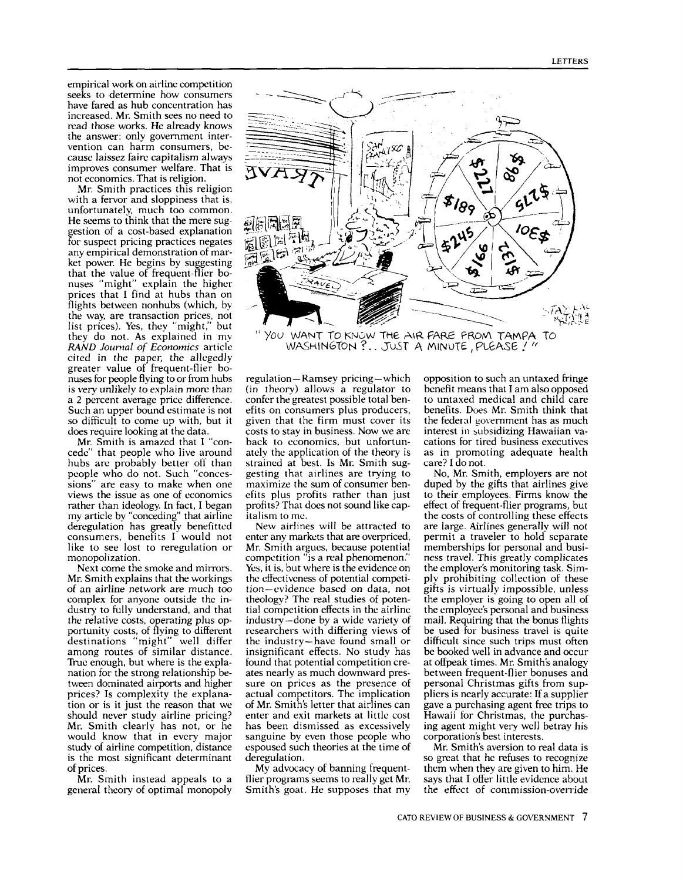empirical work on airline competition seeks to determine how consumers have fared as hub concentration has increased. Mr. Smith sees no need to read those works. He already knows the answer: only government intervention can harm consumers, because laissez faire capitalism always improves consumer welfare. That is not economics. That is religion.

Mr. Smith practices this religion with a fervor and sloppiness that is, unfortunately, much too common. He seems to think that the mere suggestion of a cost-based explanation for suspect pricing practices negates any empirical demonstration of market power. He begins by suggesting that the value of frequent-flier bonuses "might" explain the higher prices that I find at hubs than on flights between nonhubs (which, by the way, are transaction prices, not list prices). Yes, they "might," but they do not. As explained in my *RAND Journal of Economics* article cited in the paper, the allegedly greater value of frequent-flier bonuses for people flying to or from hubs is very unlikely to explain more than a 2 percent average price difference. Such an upper bound estimate is not so difficult to come up with, but it does require looking at the data.

Mr. Smith is amazed that I "concede" that people who live around hubs are probably better off than people who do not. Such "concessions" are easy to make when one views the issue as one of economics rather than ideology. In fact, I began my article by "conceding" that airline deregulation has greatly benefitted consumers, benefits I would not like to see lost to reregulation or monopolization.

Next come the smoke and mirrors. Mr. Smith explains that the workings of an airline network are much too complex for anyone outside the industry to fully understand, and that the relative costs, operating plus opportunity costs, of flying to different destinations "might" well differ among routes of similar distance. True enough, but where is the explanation for the strong relationship between dominated airports and higher prices? Is complexity the explanation or is it just the reason that we should never study airline pricing? Mr. Smith clearly has not, or he would know that in every major study of airline competition, distance is the most significant determinant of prices.

Mr. Smith instead appeals to a general theory of optimal monopoly regulation—Ramsey pricing—which (in theory) allows a regulator to confer the greatest possible total benefits on consumers plus producers, given that the firm must cover its costs to stay in business. Now we are back to economics, but unfortunately the application of the theory is strained at best. Is Mr. Smith suggesting that airlines are trying to maximize the sum of consumer benefits plus profits rather than just profits? That does not sound like capitalism to me.

New airlines will be attracted to enter any markets that are overpriced, Mr. Smith argues, because potential competition "is a real phenomenon." Yes, it is, but where is the evidence on the effectiveness of potential competition—evidence based on data, not theology? The real studies of potential competition effects in the airline industry—done by a wide variety of researchers with differing views of the industry—have found small or insignificant effects. No study has found that potential competition creates nearly as much downward pressure on prices as the presence of actual competitors. The implication of Mr. Smith's letter that airlines can enter and exit markets at little cost has been dismissed as excessively sanguine by even those people who espoused such theories at the time of deregulation.

My advocacy of banning frequent-flier programs seems to really get Mr. Smith's goat. He supposes that my opposition to such an untaxed fringe benefit means that I am also opposed to untaxed medical and child care benefits. Does Mr. Smith think that the federal government has as much interest in subsidizing Hawaiian vacations for tired business executives as in promoting adequate health care? I do not.

No, Mr. Smith, employers are not duped by the gifts that airlines give to their employees. Firms know the effect of frequent-flier programs, but the costs of controlling these effects are large. Airlines generally will not permit a traveler to hold separate memberships for personal and business travel. This greatly complicates the employer's monitoring task. Simply prohibiting collection of these gifts is virtually impossible, unless the employer is going to open all of the employee's personal and business mail. Requiring that the bonus flights be used for business travel is quite difficult since such trips must often be booked well in advance and occur at offpeak times. Mr. Smith's analogy between frequent-flier bonuses and personal Christmas gifts from suppliers is nearly accurate: If a supplier gave a purchasing agent free trips to Hawaii for Christmas, the purchasing agent might very well betray his corporation's best interests.

Mr. Smith's aversion to real data is so great that he refuses to recognize them when they are given to him. He says that I offer little evidence about the effect of commission-override

"YOU WANT TO KNOW THE AIR FARE FROM TAMPA TO WASHINGTON?.. JUST A MINUTE, PLEASE!"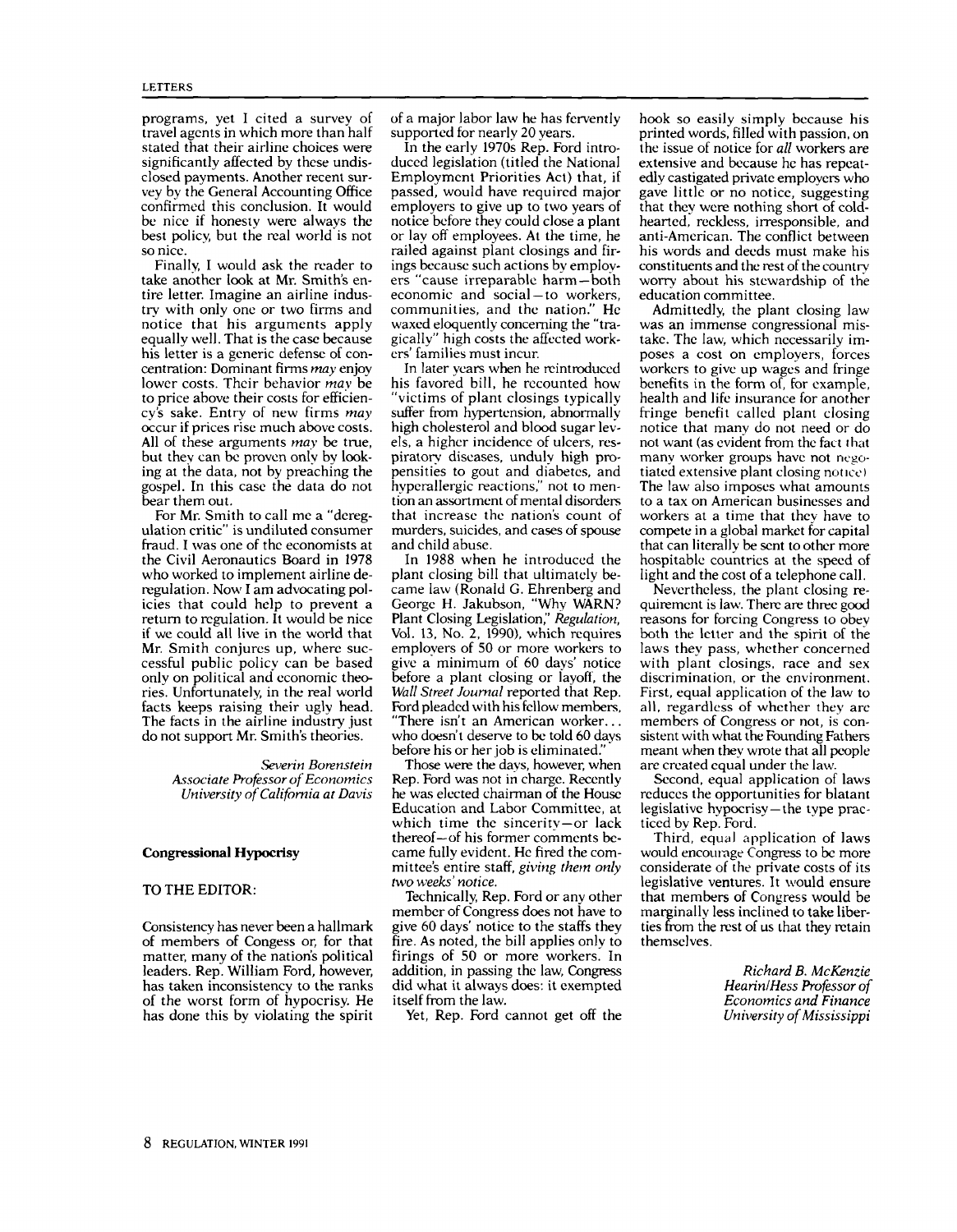programs, yet I cited a survey of travel agents in which more than half stated that their airline choices were significantly affected by these undisclosed payments. Another recent survey by the General Accounting Office confirmed this conclusion. It would be nice if honesty were always the best policy, but the real world is not so nice.

Finally, I would ask the reader to take another look at Mr. Smith's entire letter. Imagine an airline industry with only one or two firms and notice that his arguments apply equally well. That is the case because his letter is a generic defense of concentration: Dominant firms *may* enjoy lower costs. Their behavior *may* be to price above their costs for efficiency's sake. Entry of new firms *may* occur if prices rise much above costs. All of these arguments *may* be true, but they can be proven only by looking at the data, not by preaching the gospel. In this case the data do not bear them out.

For Mr. Smith to call me a "deregulation critic" is undiluted consumer fraud. I was one of the economists at the Civil Aeronautics Board in 1978 who worked to implement airline deregulation. Now I am advocating policies that could help to prevent a return to regulation. It would be nice if we could all live in the world that Mr. Smith conjures up, where successful public policy can be based only on political and economic theories. Unfortunately, in the real world facts keeps raising their ugly head. The facts in the airline industry just do not support Mr. Smith's theories.

*Severin Borenstein*
*Associate Professor of Economics*
*University of California at Davis*

### Congressional Hypocrisy

TO THE EDITOR:

Consistency has never been a hallmark of members of Congess or, for that matter, many of the nation's political leaders. Rep. William Ford, however, has taken inconsistency to the ranks of the worst form of hypocrisy. He has done this by violating the spirit of a major labor law he has fervently supported for nearly 20 years.

In the early 1970s Rep. Ford introduced legislation (titled the National Employment Priorities Act) that, if passed, would have required major employers to give up to two years of notice before they could close a plant or lay off employees. At the time, he railed against plant closings and firings because such actions by employers "cause irreparable harm—both economic and social—to workers, communities, and the nation." He waxed eloquently concerning the "tragically" high costs the affected workers' families must incur.

In later years when he reintroduced his favored bill, he recounted how "victims of plant closings typically suffer from hypertension, abnormally high cholesterol and blood sugar levels, a higher incidence of ulcers, respiratory diseases, unduly high propensities to gout and diabetes, and hyperallergic reactions," not to mention an assortment of mental disorders that increase the nation's count of murders, suicides, and cases of spouse and child abuse.

In 1988 when he introduced the plant closing bill that ultimately became law (Ronald G. Ehrenberg and George H. Jakubson, "Why WARN? Plant Closing Legislation," *Regulation*, Vol. 13, No. 2, 1990), which requires employers of 50 or more workers to give a minimum of 60 days' notice before a plant closing or layoff, the *Wall Street Journal* reported that Rep. Ford pleaded with his fellow members, "There isn't an American worker... who doesn't deserve to be told 60 days before his or her job is eliminated."

Those were the days, however, when Rep. Ford was not in charge. Recently he was elected chairman of the House Education and Labor Committee, at which time the sincerity—or lack thereof—of his former comments became fully evident. He fired the committee's entire staff, *giving them only two weeks' notice.*

Technically, Rep. Ford or any other member of Congress does not have to give 60 days' notice to the staffs they fire. As noted, the bill applies only to firings of 50 or more workers. In addition, in passing the law, Congress did what it always does: it exempted itself from the law.

Yet, Rep. Ford cannot get off the hook so easily simply because his printed words, filled with passion, on the issue of notice for *all* workers are extensive and because he has repeatedly castigated private employers who gave little or no notice, suggesting that they were nothing short of cold-hearted, reckless, irresponsible, and anti-American. The conflict between his words and deeds must make his constituents and the rest of the country worry about his stewardship of the education committee.

Admittedly, the plant closing law was an immense congressional mistake. The law, which necessarily imposes a cost on employers, forces workers to give up wages and fringe benefits in the form of, for example, health and life insurance for another fringe benefit called plant closing notice that many do not need or do not want (as evident from the fact that many worker groups have not negotiated extensive plant closing notice) The law also imposes what amounts to a tax on American businesses and workers at a time that they have to compete in a global market for capital that can literally be sent to other more hospitable countries at the speed of light and the cost of a telephone call.

Nevertheless, the plant closing requirement is law. There are three good reasons for forcing Congress to obey both the letter and the spirit of the laws they pass, whether concerned with plant closings, race and sex discrimination, or the environment. First, equal application of the law to all, regardless of whether they are members of Congress or not, is consistent with what the Founding Fathers meant when they wrote that all people are created equal under the law.

Second, equal application of laws reduces the opportunities for blatant legislative hypocrisy—the type practiced by Rep. Ford.

Third, equal application of laws would encourage Congress to be more considerate of the private costs of its legislative ventures. It would ensure that members of Congress would be marginally less inclined to take liberties from the rest of us that they retain themselves.

*Richard B. McKenzie*
*Hearin/Hess Professor of Economics and Finance*
*University of Mississippi*